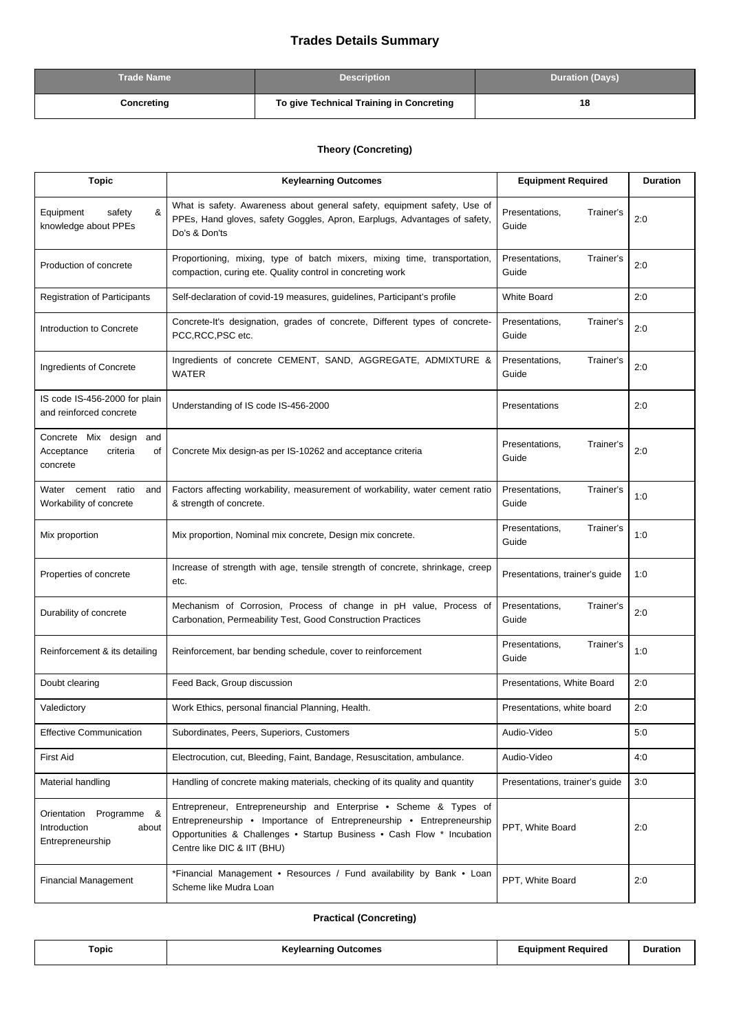# Trades Details Summary

| Trade Name | Description | Duration (Days) |
|---|---|---|
| Concreting | To give Technical Training in Concreting | 18 |

### Theory (Concreting)

| Topic | Keylearning Outcomes | Equipment Required | Duration |
|---|---|---|---|
| Equipment safety & knowledge about PPEs | What is safety. Awareness about general safety, equipment safety, Use of PPEs, Hand gloves, safety Goggles, Apron, Earplugs, Advantages of safety, Do's & Don'ts | Presentations, Trainer's Guide | 2:0 |
| Production of concrete | Proportioning, mixing, type of batch mixers, mixing time, transportation, compaction, curing ete. Quality control in concreting work | Presentations, Trainer's Guide | 2:0 |
| Registration of Participants | Self-declaration of covid-19 measures, guidelines, Participant's profile | White Board | 2:0 |
| Introduction to Concrete | Concrete-It's designation, grades of concrete, Different types of concrete-PCC,RCC,PSC etc. | Presentations, Trainer's Guide | 2:0 |
| Ingredients of Concrete | Ingredients of concrete CEMENT, SAND, AGGREGATE, ADMIXTURE & WATER | Presentations, Trainer's Guide | 2:0 |
| IS code IS-456-2000 for plain and reinforced concrete | Understanding of IS code IS-456-2000 | Presentations | 2:0 |
| Concrete Mix design and Acceptance criteria of concrete | Concrete Mix design-as per IS-10262 and acceptance criteria | Presentations, Trainer's Guide | 2:0 |
| Water cement ratio and Workability of concrete | Factors affecting workability, measurement of workability, water cement ratio & strength of concrete. | Presentations, Trainer's Guide | 1:0 |
| Mix proportion | Mix proportion, Nominal mix concrete, Design mix concrete. | Presentations, Trainer's Guide | 1:0 |
| Properties of concrete | Increase of strength with age, tensile strength of concrete, shrinkage, creep etc. | Presentations, trainer's guide | 1:0 |
| Durability of concrete | Mechanism of Corrosion, Process of change in pH value, Process of Carbonation, Permeability Test, Good Construction Practices | Presentations, Trainer's Guide | 2:0 |
| Reinforcement & its detailing | Reinforcement, bar bending schedule, cover to reinforcement | Presentations, Trainer's Guide | 1:0 |
| Doubt clearing | Feed Back, Group discussion | Presentations, White Board | 2:0 |
| Valedictory | Work Ethics, personal financial Planning, Health. | Presentations, white board | 2:0 |
| Effective Communication | Subordinates, Peers, Superiors, Customers | Audio-Video | 5:0 |
| First Aid | Electrocution, cut, Bleeding, Faint, Bandage, Resuscitation, ambulance. | Audio-Video | 4:0 |
| Material handling | Handling of concrete making materials, checking of its quality and quantity | Presentations, trainer's guide | 3:0 |
| Orientation Programme & Introduction about Entrepreneurship | Entrepreneur, Entrepreneurship and Enterprise • Scheme & Types of Entrepreneurship • Importance of Entrepreneurship • Entrepreneurship Opportunities & Challenges • Startup Business • Cash Flow * Incubation Centre like DIC & IIT (BHU) | PPT, White Board | 2:0 |
| Financial Management | *Financial Management • Resources / Fund availability by Bank • Loan Scheme like Mudra Loan | PPT, White Board | 2:0 |

### Practical (Concreting)

| Topic | Keylearning Outcomes | Equipment Required | Duration |
|---|---|---|---|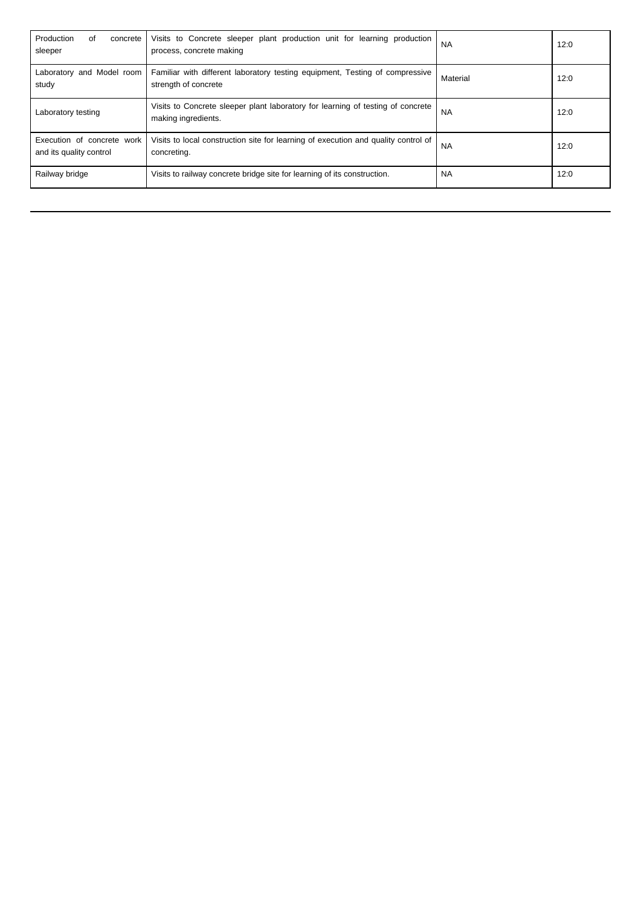| | | | |
|---|---|---|---|
| Production of concrete sleeper | Visits to Concrete sleeper plant production unit for learning production process, concrete making | NA | 12:0 |
| Laboratory and Model room study | Familiar with different laboratory testing equipment, Testing of compressive strength of concrete | Material | 12:0 |
| Laboratory testing | Visits to Concrete sleeper plant laboratory for learning of testing of concrete making ingredients. | NA | 12:0 |
| Execution of concrete work and its quality control | Visits to local construction site for learning of execution and quality control of concreting. | NA | 12:0 |
| Railway bridge | Visits to railway concrete bridge site for learning of its construction. | NA | 12:0 |